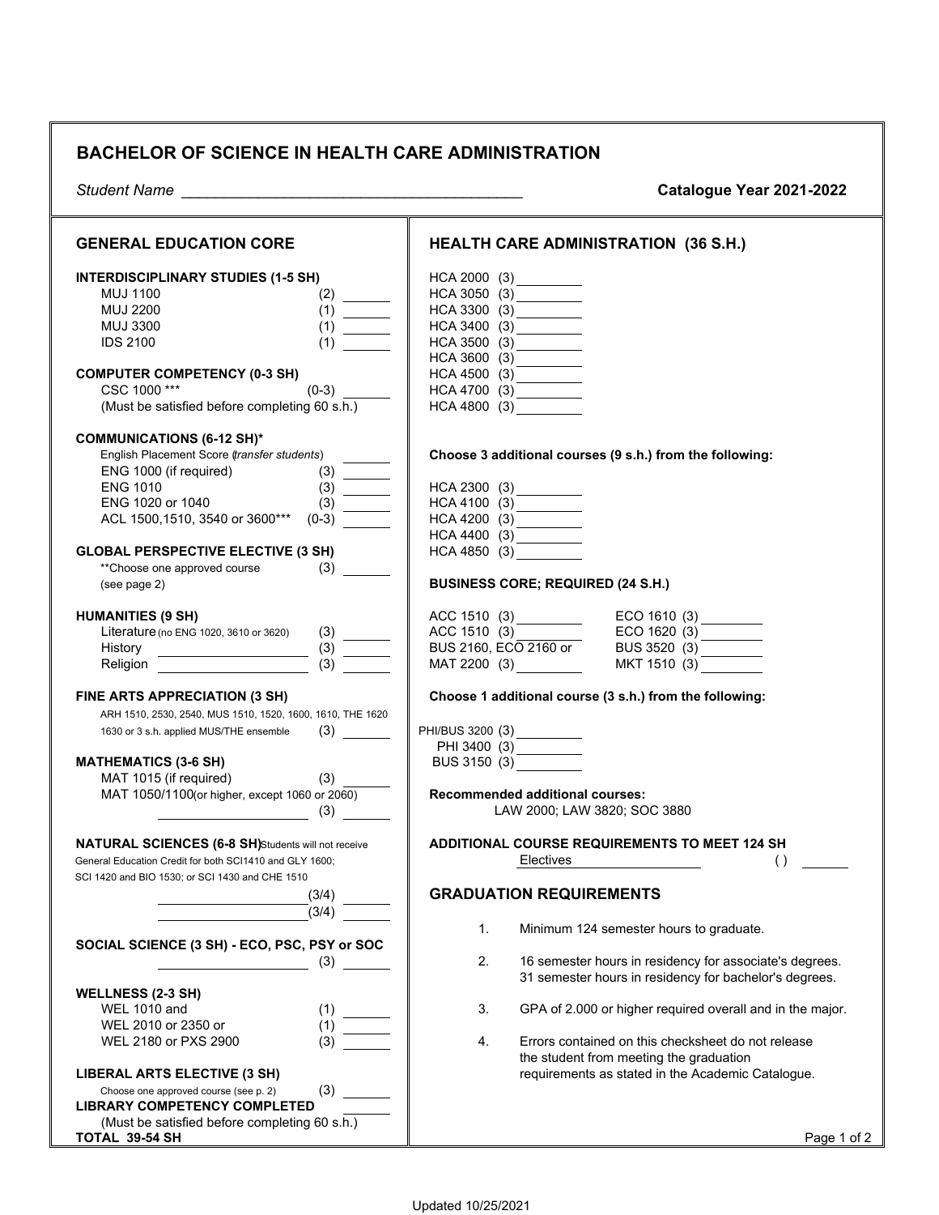# BACHELOR OF SCIENCE IN HEALTH CARE ADMINISTRATION

*Student Name* ________________________________________

**Catalogue Year 2021-2022**

## GENERAL EDUCATION CORE

**INTERDISCIPLINARY STUDIES (1-5 SH)**

| Course | SH | |
|---|---|---|
| MUJ 1100 | (2) | ______ |
| MUJ 2200 | (1) | ______ |
| MUJ 3300 | (1) | ______ |
| IDS 2100 | (1) | ______ |

**COMPUTER COMPETENCY (0-3 SH)**

| Course | SH | |
|---|---|---|
| CSC 1000 *** | (0-3) | ______ |

(Must be satisfied before completing 60 s.h.)

**COMMUNICATIONS (6-12 SH)***

| Course | SH | |
|---|---|---|
| English Placement Score (*transfer students*) | | ______ |
| ENG 1000 (if required) | (3) | ______ |
| ENG 1010 | (3) | ______ |
| ENG 1020 or 1040 | (3) | ______ |
| ACL 1500,1510, 3540 or 3600*** | (0-3) | ______ |

**GLOBAL PERSPECTIVE ELECTIVE (3 SH)**

| Course | SH | |
|---|---|---|
| **Choose one approved course (see page 2) | (3) | ______ |

**HUMANITIES (9 SH)**

| Course | SH | |
|---|---|---|
| Literature (no ENG 1020, 3610 or 3620) | (3) | ______ |
| History ____________________ | (3) | ______ |
| Religion ____________________ | (3) | ______ |

**FINE ARTS APPRECIATION (3 SH)**

| Course | SH | |
|---|---|---|
| ARH 1510, 2530, 2540, MUS 1510, 1520, 1600, 1610, THE 1620 1630 or 3 s.h. applied MUS/THE ensemble | (3) | ______ |

**MATHEMATICS (3-6 SH)**

| Course | SH | |
|---|---|---|
| MAT 1015 (if required) | (3) | ______ |
| MAT 1050/1100(or higher, except 1060 or 2060) ____________________ | (3) | ______ |

**NATURAL SCIENCES (6-8 SH)** Students will not receive General Education Credit for both SCI1410 and GLY 1600; SCI 1420 and BIO 1530; or SCI 1430 and CHE 1510

| Course | SH | |
|---|---|---|
| ____________________ | (3/4) | ______ |
| ____________________ | (3/4) | ______ |

**SOCIAL SCIENCE (3 SH) - ECO, PSC, PSY or SOC**

| Course | SH | |
|---|---|---|
| ____________________ | (3) | ______ |

**WELLNESS (2-3 SH)**

| Course | SH | |
|---|---|---|
| WEL 1010 and | (1) | ______ |
| WEL 2010 or 2350 or | (1) | ______ |
| WEL 2180 or PXS 2900 | (3) | ______ |

**LIBERAL ARTS ELECTIVE (3 SH)**

| Course | SH | |
|---|---|---|
| Choose one approved course (see p. 2) | (3) | ______ |

**LIBRARY COMPETENCY COMPLETED** ______

(Must be satisfied before completing 60 s.h.)

**TOTAL 39-54 SH**

## HEALTH CARE ADMINISTRATION (36 S.H.)

- HCA 2000 (3) ________
- HCA 3050 (3) ________
- HCA 3300 (3) ________
- HCA 3400 (3) ________
- HCA 3500 (3) ________
- HCA 3600 (3) ________
- HCA 4500 (3) ________
- HCA 4700 (3) ________
- HCA 4800 (3) ________

**Choose 3 additional courses (9 s.h.) from the following:**

- HCA 2300 (3) ________
- HCA 4100 (3) ________
- HCA 4200 (3) ________
- HCA 4400 (3) ________
- HCA 4850 (3) ________

**BUSINESS CORE; REQUIRED (24 S.H.)**

| | |
|---|---|
| ACC 1510 (3) ________ | ECO 1610 (3) ________ |
| ACC 1510 (3) ________ | ECO 1620 (3) ________ |
| BUS 2160, ECO 2160 or | BUS 3520 (3) ________ |
| MAT 2200 (3) ________ | MKT 1510 (3) ________ |

**Choose 1 additional course (3 s.h.) from the following:**

- PHI/BUS 3200 (3) ________
- PHI 3400 (3) ________
- BUS 3150 (3) ________

**Recommended additional courses:**
LAW 2000; LAW 3820; SOC 3880

**ADDITIONAL COURSE REQUIREMENTS TO MEET 124 SH**

Electives ____________ ( ) ______

## GRADUATION REQUIREMENTS

1. Minimum 124 semester hours to graduate.
2. 16 semester hours in residency for associate's degrees. 31 semester hours in residency for bachelor's degrees.
3. GPA of 2.000 or higher required overall and in the major.
4. Errors contained on this checksheet do not release the student from meeting the graduation requirements as stated in the Academic Catalogue.

Updated 10/25/2021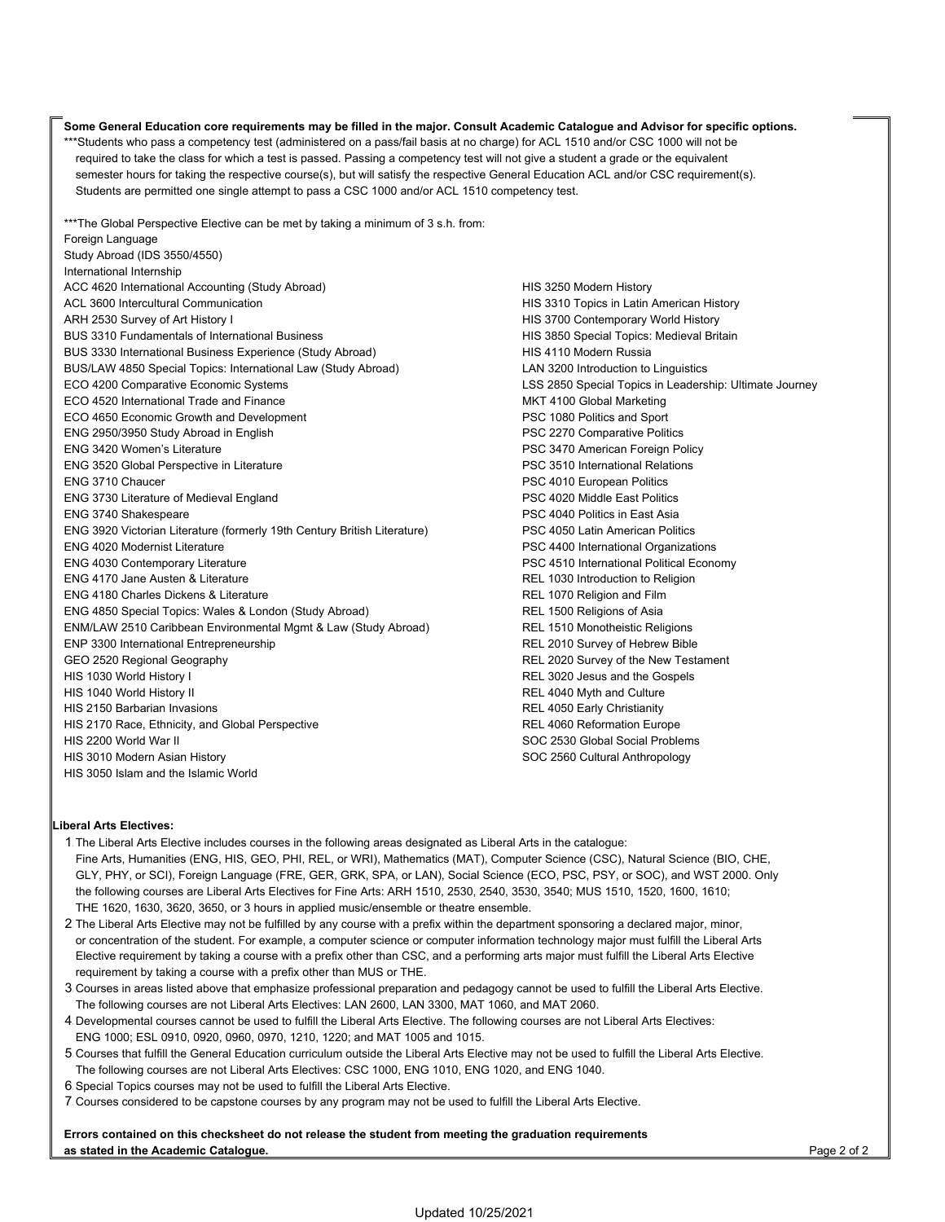**Some General Education core requirements may be filled in the major. Consult Academic Catalogue and Advisor for specific options.**

***Students who pass a competency test (administered on a pass/fail basis at no charge) for ACL 1510 and/or CSC 1000 will not be required to take the class for which a test is passed. Passing a competency test will not give a student a grade or the equivalent semester hours for taking the respective course(s), but will satisfy the respective General Education ACL and/or CSC requirement(s). Students are permitted one single attempt to pass a CSC 1000 and/or ACL 1510 competency test.

***The Global Perspective Elective can be met by taking a minimum of 3 s.h. from:

Foreign Language
Study Abroad (IDS 3550/4550)
International Internship
ACC 4620 International Accounting (Study Abroad)
ACL 3600 Intercultural Communication
ARH 2530 Survey of Art History I
BUS 3310 Fundamentals of International Business
BUS 3330 International Business Experience (Study Abroad)
BUS/LAW 4850 Special Topics: International Law (Study Abroad)
ECO 4200 Comparative Economic Systems
ECO 4520 International Trade and Finance
ECO 4650 Economic Growth and Development
ENG 2950/3950 Study Abroad in English
ENG 3420 Women's Literature
ENG 3520 Global Perspective in Literature
ENG 3710 Chaucer
ENG 3730 Literature of Medieval England
ENG 3740 Shakespeare
ENG 3920 Victorian Literature (formerly 19th Century British Literature)
ENG 4020 Modernist Literature
ENG 4030 Contemporary Literature
ENG 4170 Jane Austen & Literature
ENG 4180 Charles Dickens & Literature
ENG 4850 Special Topics: Wales & London (Study Abroad)
ENM/LAW 2510 Caribbean Environmental Mgmt & Law (Study Abroad)
ENP 3300 International Entrepreneurship
GEO 2520 Regional Geography
HIS 1030 World History I
HIS 1040 World History II
HIS 2150 Barbarian Invasions
HIS 2170 Race, Ethnicity, and Global Perspective
HIS 2200 World War II
HIS 3010 Modern Asian History
HIS 3050 Islam and the Islamic World
HIS 3250 Modern History
HIS 3310 Topics in Latin American History
HIS 3700 Contemporary World History
HIS 3850 Special Topics: Medieval Britain
HIS 4110 Modern Russia
LAN 3200 Introduction to Linguistics
LSS 2850 Special Topics in Leadership: Ultimate Journey
MKT 4100 Global Marketing
PSC 1080 Politics and Sport
PSC 2270 Comparative Politics
PSC 3470 American Foreign Policy
PSC 3510 International Relations
PSC 4010 European Politics
PSC 4020 Middle East Politics
PSC 4040 Politics in East Asia
PSC 4050 Latin American Politics
PSC 4400 International Organizations
PSC 4510 International Political Economy
REL 1030 Introduction to Religion
REL 1070 Religion and Film
REL 1500 Religions of Asia
REL 1510 Monotheistic Religions
REL 2010 Survey of Hebrew Bible
REL 2020 Survey of the New Testament
REL 3020 Jesus and the Gospels
REL 4040 Myth and Culture
REL 4050 Early Christianity
REL 4060 Reformation Europe
SOC 2530 Global Social Problems
SOC 2560 Cultural Anthropology

**Liberal Arts Electives:**

1. The Liberal Arts Elective includes courses in the following areas designated as Liberal Arts in the catalogue: Fine Arts, Humanities (ENG, HIS, GEO, PHI, REL, or WRI), Mathematics (MAT), Computer Science (CSC), Natural Science (BIO, CHE, GLY, PHY, or SCI), Foreign Language (FRE, GER, GRK, SPA, or LAN), Social Science (ECO, PSC, PSY, or SOC), and WST 2000. Only the following courses are Liberal Arts Electives for Fine Arts: ARH 1510, 2530, 2540, 3530, 3540; MUS 1510, 1520, 1600, 1610; THE 1620, 1630, 3620, 3650, or 3 hours in applied music/ensemble or theatre ensemble.
2. The Liberal Arts Elective may not be fulfilled by any course with a prefix within the department sponsoring a declared major, minor, or concentration of the student. For example, a computer science or computer information technology major must fulfill the Liberal Arts Elective requirement by taking a course with a prefix other than CSC, and a performing arts major must fulfill the Liberal Arts Elective requirement by taking a course with a prefix other than MUS or THE.
3. Courses in areas listed above that emphasize professional preparation and pedagogy cannot be used to fulfill the Liberal Arts Elective. The following courses are not Liberal Arts Electives: LAN 2600, LAN 3300, MAT 1060, and MAT 2060.
4. Developmental courses cannot be used to fulfill the Liberal Arts Elective. The following courses are not Liberal Arts Electives: ENG 1000; ESL 0910, 0920, 0960, 0970, 1210, 1220; and MAT 1005 and 1015.
5. Courses that fulfill the General Education curriculum outside the Liberal Arts Elective may not be used to fulfill the Liberal Arts Elective. The following courses are not Liberal Arts Electives: CSC 1000, ENG 1010, ENG 1020, and ENG 1040.
6. Special Topics courses may not be used to fulfill the Liberal Arts Elective.
7. Courses considered to be capstone courses by any program may not be used to fulfill the Liberal Arts Elective.

**Errors contained on this checksheet do not release the student from meeting the graduation requirements as stated in the Academic Catalogue.**

Updated 10/25/2021